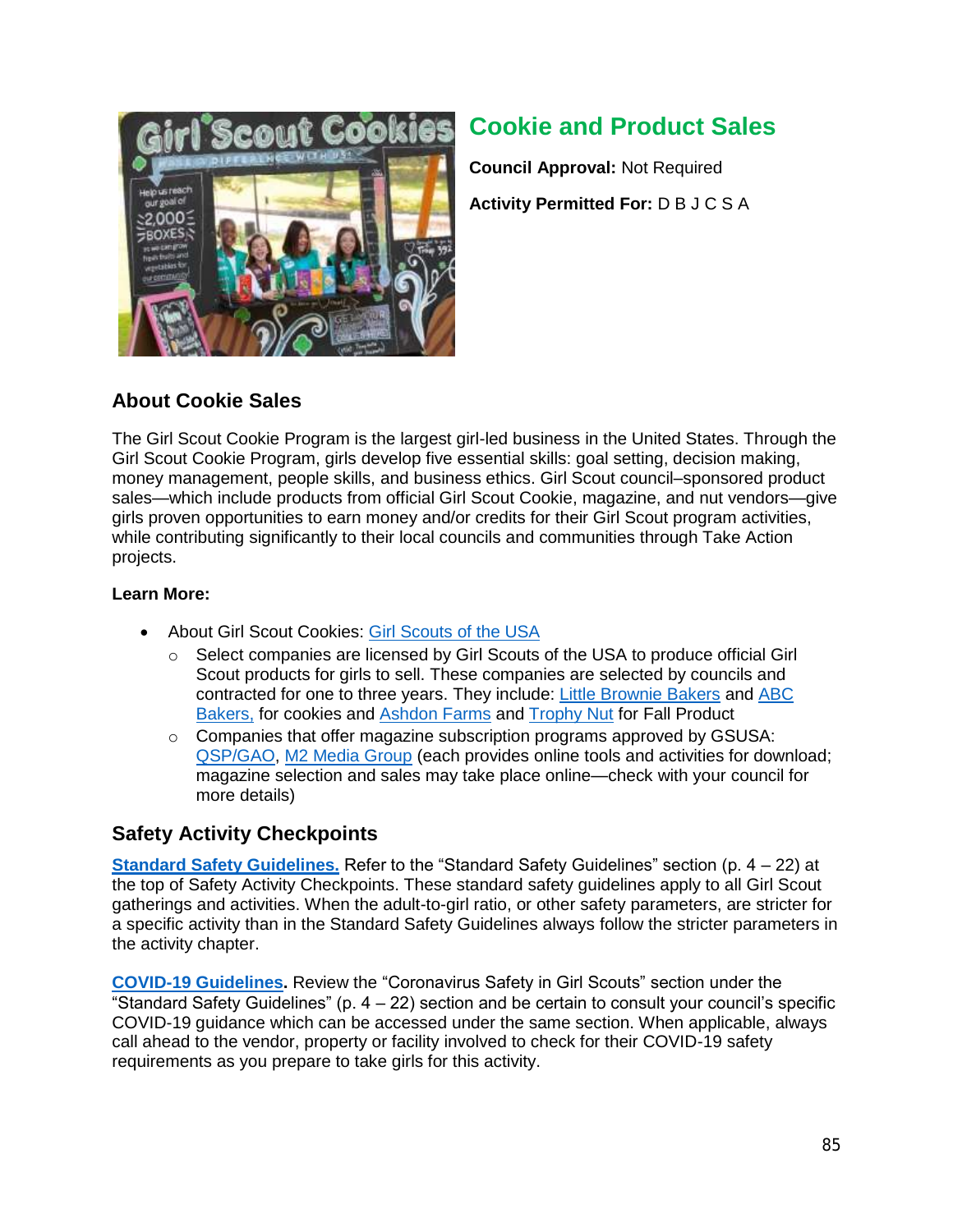## Cookie and Product Sales

**Council Approval:** Not Required

**Activity Permitted For:** D B J C S A

### About Cookie Sales

The Girl Scout Cookie Program is the largest girl-led business in the United States. Through the Girl Scout Cookie Program, girls develop five essential skills: goal setting, decision making, money management, people skills, and business ethics. Girl Scout council–sponsored product sales—which include products from official Girl Scout Cookie, magazine, and nut vendors—give girls proven opportunities to earn money and/or credits for their Girl Scout program activities, while contributing significantly to their local councils and communities through Take Action projects.

**Learn More:**

- About Girl Scout Cookies: Girl Scouts of the USA
  - Select companies are licensed by Girl Scouts of the USA to produce official Girl Scout products for girls to sell. These companies are selected by councils and contracted for one to three years. They include: Little Brownie Bakers and ABC Bakers, for cookies and Ashdon Farms and Trophy Nut for Fall Product
  - Companies that offer magazine subscription programs approved by GSUSA: QSP/GAO, M2 Media Group (each provides online tools and activities for download; magazine selection and sales may take place online—check with your council for more details)

### Safety Activity Checkpoints

**Standard Safety Guidelines.** Refer to the "Standard Safety Guidelines" section (p. 4 – 22) at the top of Safety Activity Checkpoints. These standard safety guidelines apply to all Girl Scout gatherings and activities. When the adult-to-girl ratio, or other safety parameters, are stricter for a specific activity than in the Standard Safety Guidelines always follow the stricter parameters in the activity chapter.

**COVID-19 Guidelines.** Review the "Coronavirus Safety in Girl Scouts" section under the "Standard Safety Guidelines" (p. 4 – 22) section and be certain to consult your council's specific COVID-19 guidance which can be accessed under the same section. When applicable, always call ahead to the vendor, property or facility involved to check for their COVID-19 safety requirements as you prepare to take girls for this activity.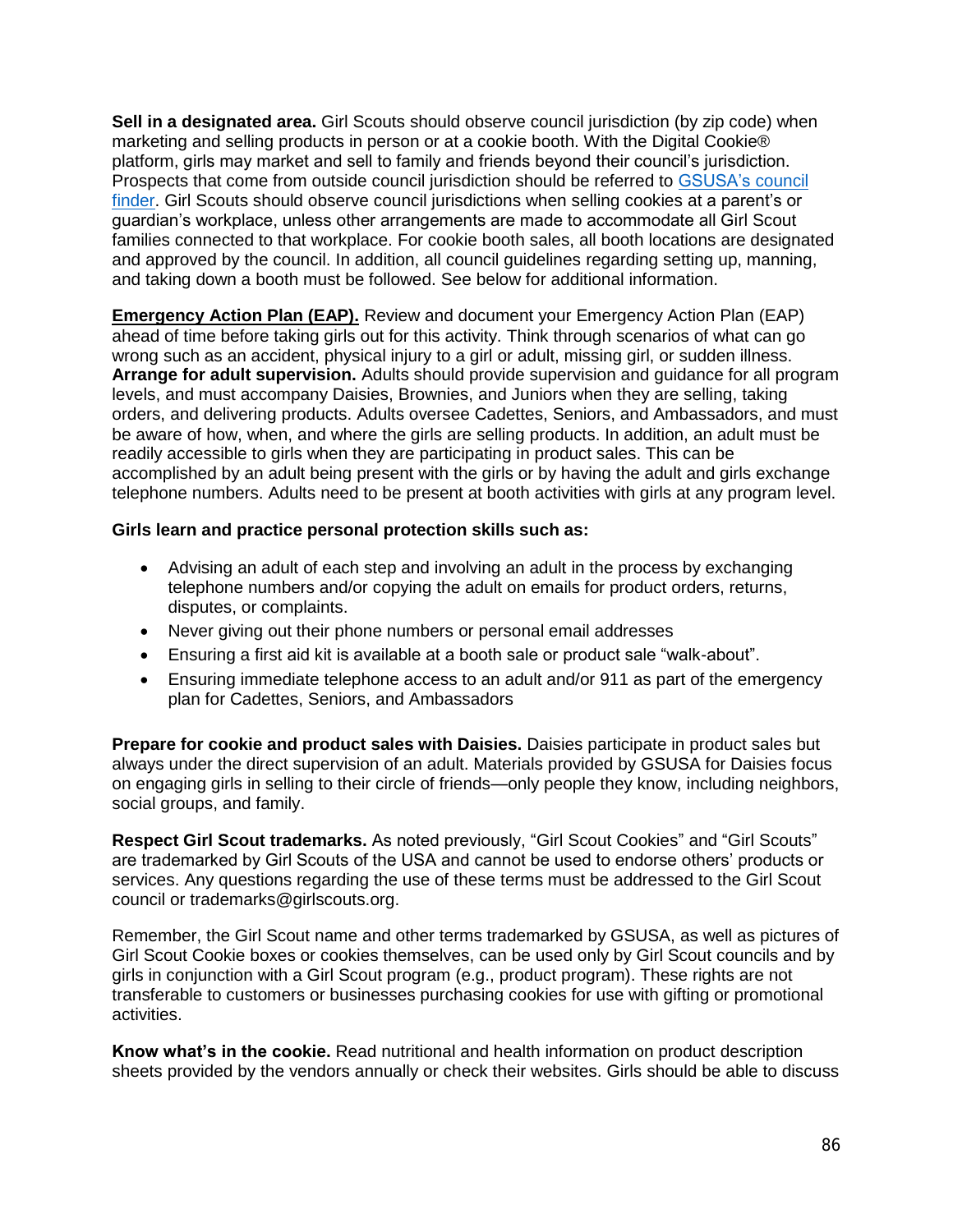**Sell in a designated area.** Girl Scouts should observe council jurisdiction (by zip code) when marketing and selling products in person or at a cookie booth. With the Digital Cookie® platform, girls may market and sell to family and friends beyond their council's jurisdiction. Prospects that come from outside council jurisdiction should be referred to [GSUSA's council finder](). Girl Scouts should observe council jurisdictions when selling cookies at a parent's or guardian's workplace, unless other arrangements are made to accommodate all Girl Scout families connected to that workplace. For cookie booth sales, all booth locations are designated and approved by the council. In addition, all council guidelines regarding setting up, manning, and taking down a booth must be followed. See below for additional information.

**Emergency Action Plan (EAP).** Review and document your Emergency Action Plan (EAP) ahead of time before taking girls out for this activity. Think through scenarios of what can go wrong such as an accident, physical injury to a girl or adult, missing girl, or sudden illness.
**Arrange for adult supervision.** Adults should provide supervision and guidance for all program levels, and must accompany Daisies, Brownies, and Juniors when they are selling, taking orders, and delivering products. Adults oversee Cadettes, Seniors, and Ambassadors, and must be aware of how, when, and where the girls are selling products. In addition, an adult must be readily accessible to girls when they are participating in product sales. This can be accomplished by an adult being present with the girls or by having the adult and girls exchange telephone numbers. Adults need to be present at booth activities with girls at any program level.

**Girls learn and practice personal protection skills such as:**

- Advising an adult of each step and involving an adult in the process by exchanging telephone numbers and/or copying the adult on emails for product orders, returns, disputes, or complaints.
- Never giving out their phone numbers or personal email addresses
- Ensuring a first aid kit is available at a booth sale or product sale "walk-about".
- Ensuring immediate telephone access to an adult and/or 911 as part of the emergency plan for Cadettes, Seniors, and Ambassadors

**Prepare for cookie and product sales with Daisies.** Daisies participate in product sales but always under the direct supervision of an adult. Materials provided by GSUSA for Daisies focus on engaging girls in selling to their circle of friends—only people they know, including neighbors, social groups, and family.

**Respect Girl Scout trademarks.** As noted previously, "Girl Scout Cookies" and "Girl Scouts" are trademarked by Girl Scouts of the USA and cannot be used to endorse others' products or services. Any questions regarding the use of these terms must be addressed to the Girl Scout council or trademarks@girlscouts.org.

Remember, the Girl Scout name and other terms trademarked by GSUSA, as well as pictures of Girl Scout Cookie boxes or cookies themselves, can be used only by Girl Scout councils and by girls in conjunction with a Girl Scout program (e.g., product program). These rights are not transferable to customers or businesses purchasing cookies for use with gifting or promotional activities.

**Know what's in the cookie.** Read nutritional and health information on product description sheets provided by the vendors annually or check their websites. Girls should be able to discuss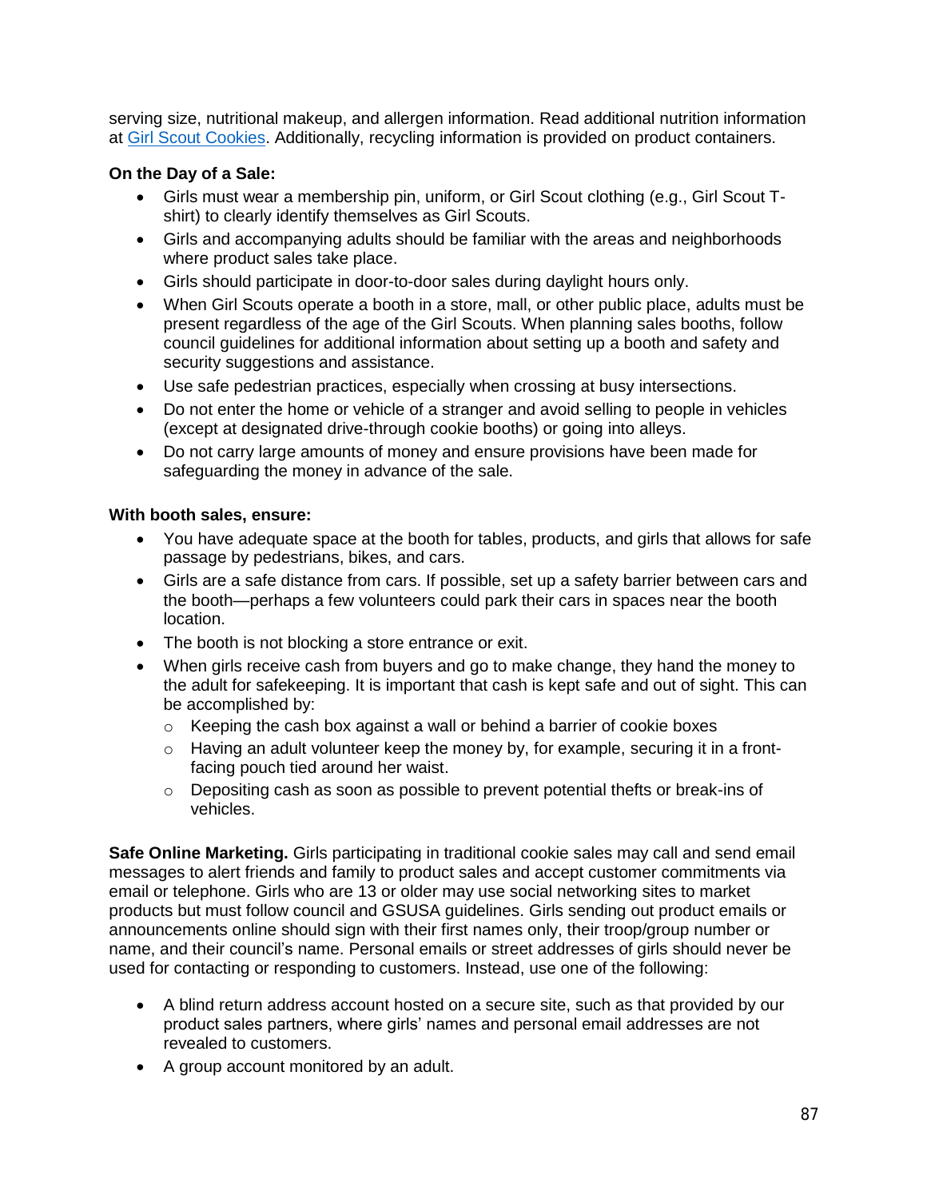serving size, nutritional makeup, and allergen information. Read additional nutrition information at [Girl Scout Cookies](). Additionally, recycling information is provided on product containers.

**On the Day of a Sale:**

- Girls must wear a membership pin, uniform, or Girl Scout clothing (e.g., Girl Scout T-shirt) to clearly identify themselves as Girl Scouts.
- Girls and accompanying adults should be familiar with the areas and neighborhoods where product sales take place.
- Girls should participate in door-to-door sales during daylight hours only.
- When Girl Scouts operate a booth in a store, mall, or other public place, adults must be present regardless of the age of the Girl Scouts. When planning sales booths, follow council guidelines for additional information about setting up a booth and safety and security suggestions and assistance.
- Use safe pedestrian practices, especially when crossing at busy intersections.
- Do not enter the home or vehicle of a stranger and avoid selling to people in vehicles (except at designated drive-through cookie booths) or going into alleys.
- Do not carry large amounts of money and ensure provisions have been made for safeguarding the money in advance of the sale.

**With booth sales, ensure:**

- You have adequate space at the booth for tables, products, and girls that allows for safe passage by pedestrians, bikes, and cars.
- Girls are a safe distance from cars. If possible, set up a safety barrier between cars and the booth—perhaps a few volunteers could park their cars in spaces near the booth location.
- The booth is not blocking a store entrance or exit.
- When girls receive cash from buyers and go to make change, they hand the money to the adult for safekeeping. It is important that cash is kept safe and out of sight. This can be accomplished by:
  - Keeping the cash box against a wall or behind a barrier of cookie boxes
  - Having an adult volunteer keep the money by, for example, securing it in a front-facing pouch tied around her waist.
  - Depositing cash as soon as possible to prevent potential thefts or break-ins of vehicles.

**Safe Online Marketing.** Girls participating in traditional cookie sales may call and send email messages to alert friends and family to product sales and accept customer commitments via email or telephone. Girls who are 13 or older may use social networking sites to market products but must follow council and GSUSA guidelines. Girls sending out product emails or announcements online should sign with their first names only, their troop/group number or name, and their council's name. Personal emails or street addresses of girls should never be used for contacting or responding to customers. Instead, use one of the following:

- A blind return address account hosted on a secure site, such as that provided by our product sales partners, where girls' names and personal email addresses are not revealed to customers.
- A group account monitored by an adult.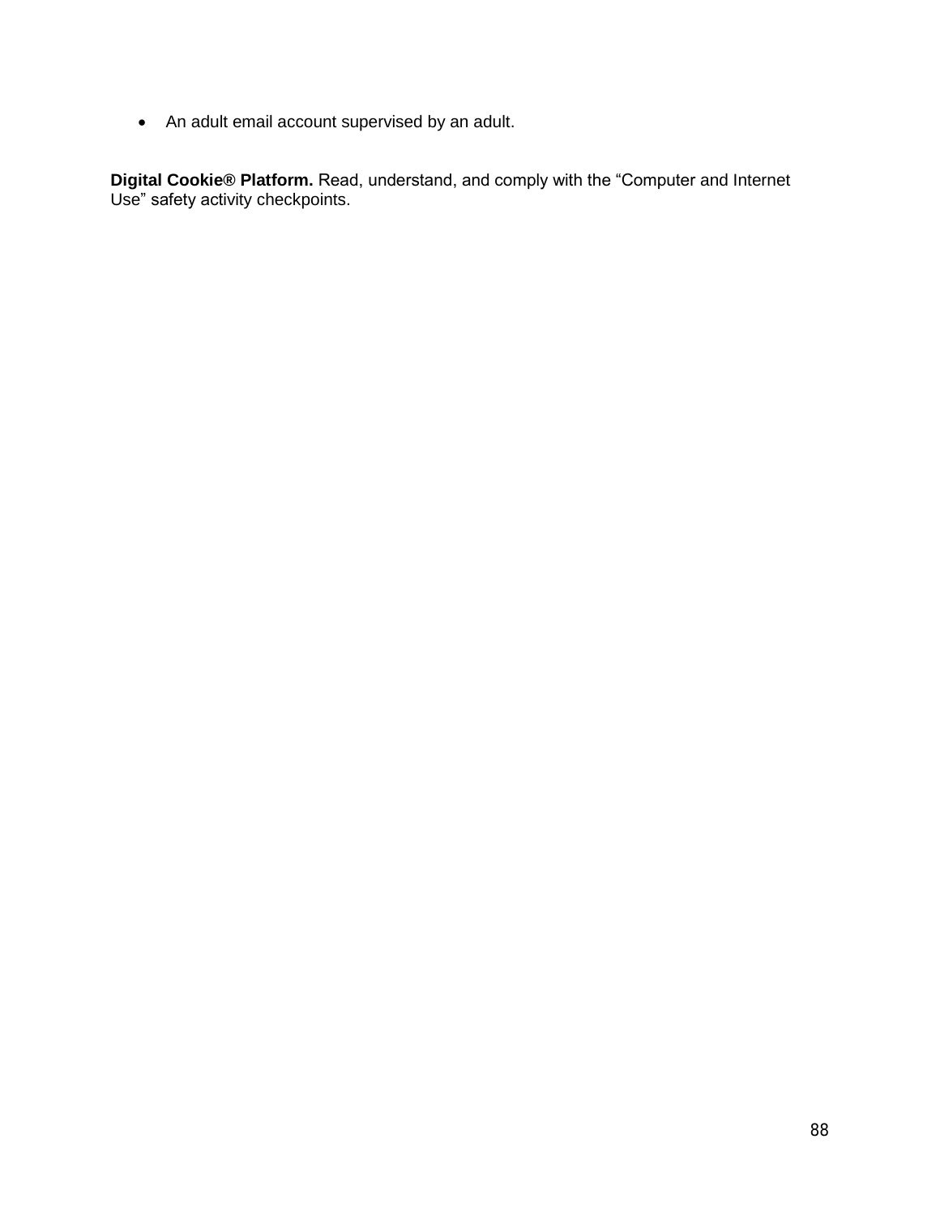- An adult email account supervised by an adult.

**Digital Cookie® Platform.** Read, understand, and comply with the “Computer and Internet Use” safety activity checkpoints.